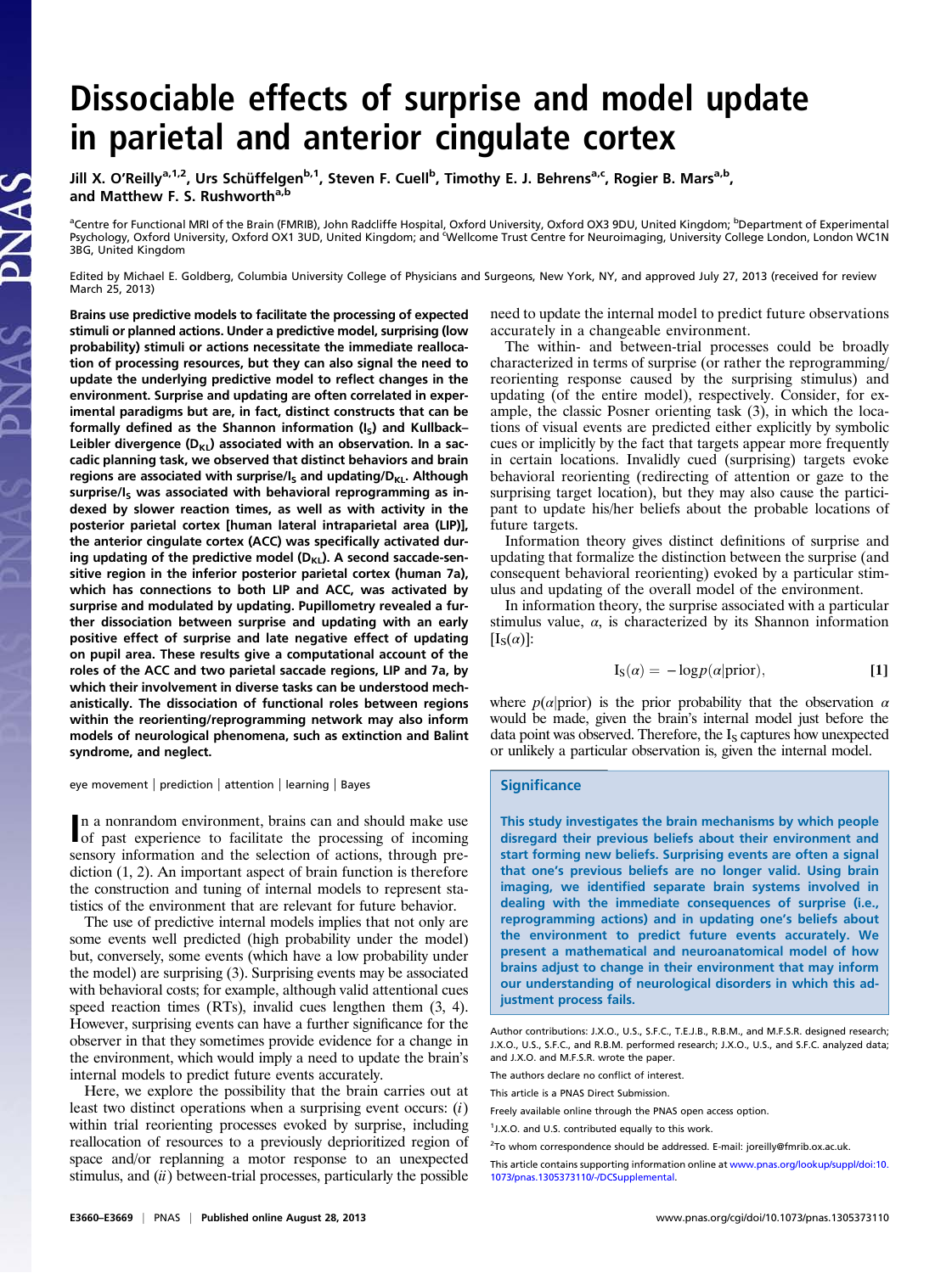# Dissociable effects of surprise and model update in parietal and anterior cingulate cortex

Jill X. O'Reilly[a,1,2], Urs Schüffelgen[b,1], Steven F. Cuell[b], Timothy E. J. Behrens[a,c], Rogier B. Mars[a,b], and Matthew F. S. Rushworth[a,b]

[a]Centre for Functional MRI of the Brain (FMRIB), John Radcliffe Hospital, Oxford University, Oxford OX3 9DU, United Kingdom; [b]Department of Experimental Psychology, Oxford University, Oxford OX1 3UD, United Kingdom; and [c]Wellcome Trust Centre for Neuroimaging, University College London, London WC1N 3BG, United Kingdom

Edited by Michael E. Goldberg, Columbia University College of Physicians and Surgeons, New York, NY, and approved July 27, 2013 (received for review March 25, 2013)

**Brains use predictive models to facilitate the processing of expected stimuli or planned actions. Under a predictive model, surprising (low probability) stimuli or actions necessitate the immediate reallocation of processing resources, but they can also signal the need to update the underlying predictive model to reflect changes in the environment. Surprise and updating are often correlated in experimental paradigms but are, in fact, distinct constructs that can be formally defined as the Shannon information ($I_S$) and Kullback–Leibler divergence ($D_{KL}$) associated with an observation. In a saccadic planning task, we observed that distinct behaviors and brain regions are associated with surprise/$I_S$ and updating/$D_{KL}$. Although surprise/$I_S$ was associated with behavioral reprogramming as indexed by slower reaction times, as well as with activity in the posterior parietal cortex [human lateral intraparietal area (LIP)], the anterior cingulate cortex (ACC) was specifically activated during updating of the predictive model ($D_{KL}$). A second saccade-sensitive region in the inferior posterior parietal cortex (human 7a), which has connections to both LIP and ACC, was activated by surprise and modulated by updating. Pupillometry revealed a further dissociation between surprise and updating with an early positive effect of surprise and late negative effect of updating on pupil area. These results give a computational account of the roles of the ACC and two parietal saccade regions, LIP and 7a, by which their involvement in diverse tasks can be understood mechanistically. The dissociation of functional roles between regions within the reorienting/reprogramming network may also inform models of neurological phenomena, such as extinction and Balint syndrome, and neglect.**

eye movement | prediction | attention | learning | Bayes

In a nonrandom environment, brains can and should make use of past experience to facilitate the processing of incoming sensory information and the selection of actions, through prediction (1, 2). An important aspect of brain function is therefore the construction and tuning of internal models to represent statistics of the environment that are relevant for future behavior.

The use of predictive internal models implies that not only are some events well predicted (high probability under the model) but, conversely, some events (which have a low probability under the model) are surprising (3). Surprising events may be associated with behavioral costs; for example, although valid attentional cues speed reaction times (RTs), invalid cues lengthen them (3, 4). However, surprising events can have a further significance for the observer in that they sometimes provide evidence for a change in the environment, which would imply a need to update the brain's internal models to predict future events accurately.

Here, we explore the possibility that the brain carries out at least two distinct operations when a surprising event occurs: (*i*) within trial reorienting processes evoked by surprise, including reallocation of resources to a previously deprioritized region of space and/or replanning a motor response to an unexpected stimulus, and (*ii*) between-trial processes, particularly the possible need to update the internal model to predict future observations accurately in a changeable environment.

The within- and between-trial processes could be broadly characterized in terms of surprise (or rather the reprogramming/reorienting response caused by the surprising stimulus) and updating (of the entire model), respectively. Consider, for example, the classic Posner orienting task (3), in which the locations of visual events are predicted either explicitly by symbolic cues or implicitly by the fact that targets appear more frequently in certain locations. Invalidly cued (surprising) targets evoke behavioral reorienting (redirecting of attention or gaze to the surprising target location), but they may also cause the participant to update his/her beliefs about the probable locations of future targets.

Information theory gives distinct definitions of surprise and updating that formalize the distinction between the surprise (and consequent behavioral reorienting) evoked by a particular stimulus and updating of the overall model of the environment.

In information theory, the surprise associated with a particular stimulus value, $\alpha$, is characterized by its Shannon information [$I_S(\alpha)$]:

$$I_S(\alpha) = -\log p(\alpha|\text{prior}), \qquad [1]$$

where $p(\alpha|\text{prior})$ is the prior probability that the observation $\alpha$ would be made, given the brain's internal model just before the data point was observed. Therefore, the $I_S$ captures how unexpected or unlikely a particular observation is, given the internal model.

## Significance

This study investigates the brain mechanisms by which people disregard their previous beliefs about their environment and start forming new beliefs. Surprising events are often a signal that one's previous beliefs are no longer valid. Using brain imaging, we identified separate brain systems involved in dealing with the immediate consequences of surprise (i.e., reprogramming actions) and in updating one's beliefs about the environment to predict future events accurately. We present a mathematical and neuroanatomical model of how brains adjust to change in their environment that may inform our understanding of neurological disorders in which this adjustment process fails.

Author contributions: J.X.O., U.S., S.F.C., T.E.J.B., R.B.M., and M.F.S.R. designed research; J.X.O., U.S., S.F.C., and R.B.M. performed research; J.X.O., U.S., and S.F.C. analyzed data; and J.X.O. and M.F.S.R. wrote the paper.

The authors declare no conflict of interest.

This article is a PNAS Direct Submission.

Freely available online through the PNAS open access option.

[1]J.X.O. and U.S. contributed equally to this work.

[2]To whom correspondence should be addressed. E-mail: joreilly@fmrib.ox.ac.uk.

This article contains supporting information online at www.pnas.org/lookup/suppl/doi:10.1073/pnas.1305373110/-/DCSupplemental.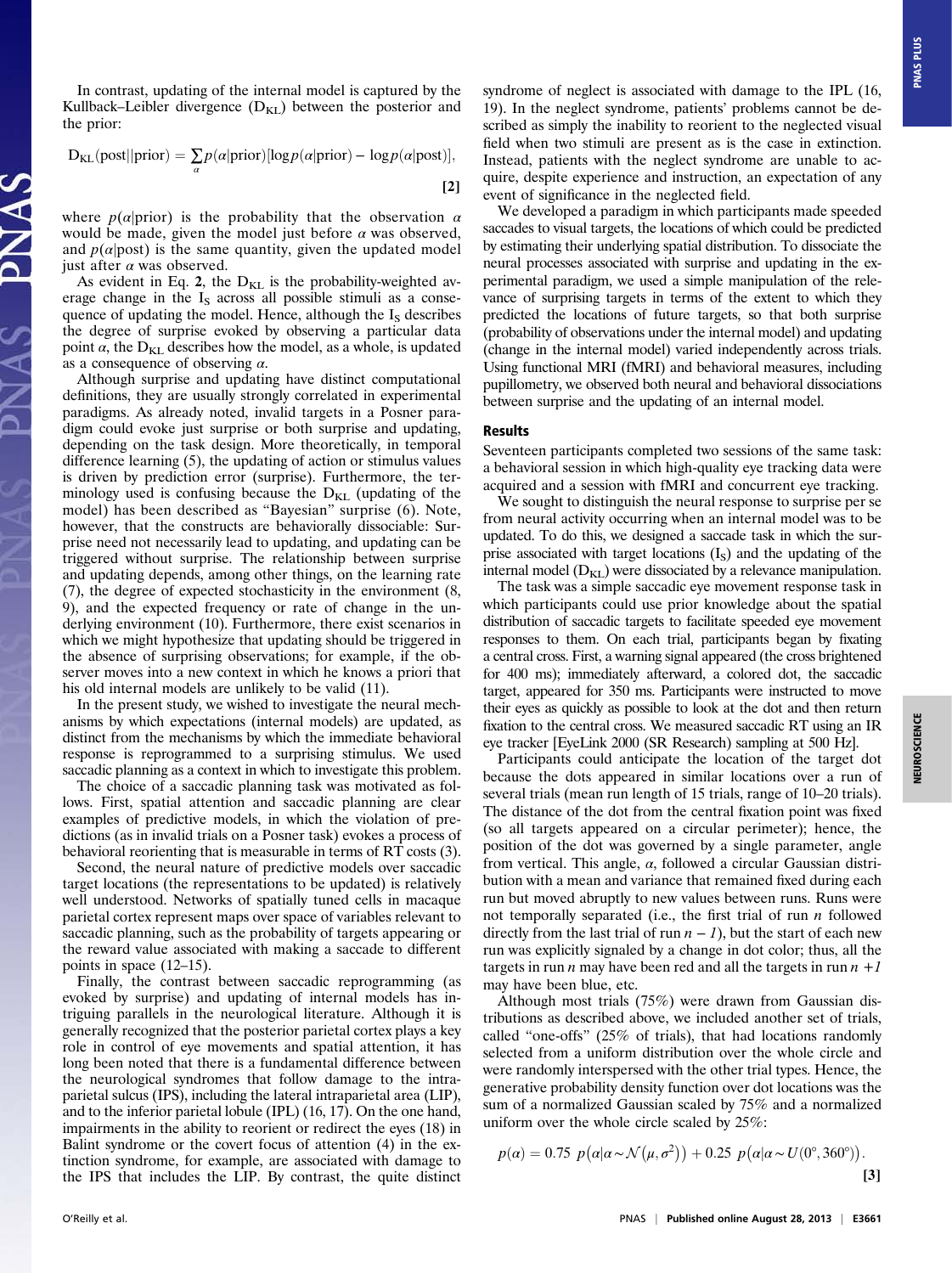In contrast, updating of the internal model is captured by the Kullback–Leibler divergence ($D_{KL}$) between the posterior and the prior:

$$D_{KL}(\text{post}||\text{prior}) = \sum_{\alpha} p(\alpha|\text{prior})[\log p(\alpha|\text{prior}) - \log p(\alpha|\text{post})], \quad [2]$$

where $p(\alpha|\text{prior})$ is the probability that the observation $\alpha$ would be made, given the model just before $\alpha$ was observed, and $p(\alpha|\text{post})$ is the same quantity, given the updated model just after $\alpha$ was observed.

As evident in Eq. **2**, the $D_{KL}$ is the probability-weighted average change in the $I_S$ across all possible stimuli as a consequence of updating the model. Hence, although the $I_S$ describes the degree of surprise evoked by observing a particular data point $\alpha$, the $D_{KL}$ describes how the model, as a whole, is updated as a consequence of observing $\alpha$.

Although surprise and updating have distinct computational definitions, they are usually strongly correlated in experimental paradigms. As already noted, invalid targets in a Posner paradigm could evoke just surprise or both surprise and updating, depending on the task design. More theoretically, in temporal difference learning (5), the updating of action or stimulus values is driven by prediction error (surprise). Furthermore, the terminology used is confusing because the $D_{KL}$ (updating of the model) has been described as "Bayesian" surprise (6). Note, however, that the constructs are behaviorally dissociable: Surprise need not necessarily lead to updating, and updating can be triggered without surprise. The relationship between surprise and updating depends, among other things, on the learning rate (7), the degree of expected stochasticity in the environment (8, 9), and the expected frequency or rate of change in the underlying environment (10). Furthermore, there exist scenarios in which we might hypothesize that updating should be triggered in the absence of surprising observations; for example, if the observer moves into a new context in which he knows a priori that his old internal models are unlikely to be valid (11).

In the present study, we wished to investigate the neural mechanisms by which expectations (internal models) are updated, as distinct from the mechanisms by which the immediate behavioral response is reprogrammed to a surprising stimulus. We used saccadic planning as a context in which to investigate this problem.

The choice of a saccadic planning task was motivated as follows. First, spatial attention and saccadic planning are clear examples of predictive models, in which the violation of predictions (as in invalid trials on a Posner task) evokes a process of behavioral reorienting that is measurable in terms of RT costs (3).

Second, the neural nature of predictive models over saccadic target locations (the representations to be updated) is relatively well understood. Networks of spatially tuned cells in macaque parietal cortex represent maps over space of variables relevant to saccadic planning, such as the probability of targets appearing or the reward value associated with making a saccade to different points in space (12–15).

Finally, the contrast between saccadic reprogramming (as evoked by surprise) and updating of internal models has intriguing parallels in the neurological literature. Although it is generally recognized that the posterior parietal cortex plays a key role in control of eye movements and spatial attention, it has long been noted that there is a fundamental difference between the neurological syndromes that follow damage to the intraparietal sulcus (IPS), including the lateral intraparietal area (LIP), and to the inferior parietal lobule (IPL) (16, 17). On the one hand, impairments in the ability to reorient or redirect the eyes (18) in Balint syndrome or the covert focus of attention (4) in the extinction syndrome, for example, are associated with damage to the IPS that includes the LIP. By contrast, the quite distinct syndrome of neglect is associated with damage to the IPL (16, 19). In the neglect syndrome, patients' problems cannot be described as simply the inability to reorient to the neglected visual field when two stimuli are present as is the case in extinction. Instead, patients with the neglect syndrome are unable to acquire, despite experience and instruction, an expectation of any event of significance in the neglected field.

We developed a paradigm in which participants made speeded saccades to visual targets, the locations of which could be predicted by estimating their underlying spatial distribution. To dissociate the neural processes associated with surprise and updating in the experimental paradigm, we used a simple manipulation of the relevance of surprising targets in terms of the extent to which they predicted the locations of future targets, so that both surprise (probability of observations under the internal model) and updating (change in the internal model) varied independently across trials. Using functional MRI (fMRI) and behavioral measures, including pupillometry, we observed both neural and behavioral dissociations between surprise and the updating of an internal model.

## Results

Seventeen participants completed two sessions of the same task: a behavioral session in which high-quality eye tracking data were acquired and a session with fMRI and concurrent eye tracking.

We sought to distinguish the neural response to surprise per se from neural activity occurring when an internal model was to be updated. To do this, we designed a saccade task in which the surprise associated with target locations ($I_S$) and the updating of the internal model ($D_{KL}$) were dissociated by a relevance manipulation.

The task was a simple saccadic eye movement response task in which participants could use prior knowledge about the spatial distribution of saccadic targets to facilitate speeded eye movement responses to them. On each trial, participants began by fixating a central cross. First, a warning signal appeared (the cross brightened for 400 ms); immediately afterward, a colored dot, the saccadic target, appeared for 350 ms. Participants were instructed to move their eyes as quickly as possible to look at the dot and then return fixation to the central cross. We measured saccadic RT using an IR eye tracker [EyeLink 2000 (SR Research) sampling at 500 Hz].

Participants could anticipate the location of the target dot because the dots appeared in similar locations over a run of several trials (mean run length of 15 trials, range of 10–20 trials). The distance of the dot from the central fixation point was fixed (so all targets appeared on a circular perimeter); hence, the position of the dot was governed by a single parameter, angle from vertical. This angle, $\alpha$, followed a circular Gaussian distribution with a mean and variance that remained fixed during each run but moved abruptly to new values between runs. Runs were not temporally separated (i.e., the first trial of run $n$ followed directly from the last trial of run $n - 1$), but the start of each new run was explicitly signaled by a change in dot color; thus, all the targets in run $n$ may have been red and all the targets in run $n + 1$ may have been blue, etc.

Although most trials (75%) were drawn from Gaussian distributions as described above, we included another set of trials, called "one-offs" (25% of trials), that had locations randomly selected from a uniform distribution over the whole circle and were randomly interspersed with the other trial types. Hence, the generative probability density function over dot locations was the sum of a normalized Gaussian scaled by 75% and a normalized uniform over the whole circle scaled by 25%:

$$p(\alpha) = 0.75\ p\left(\alpha|\alpha \sim \mathcal{N}\left(\mu, \sigma^2\right)\right) + 0.25\ p\left(\alpha|\alpha \sim U(0°, 360°)\right). \quad [3]$$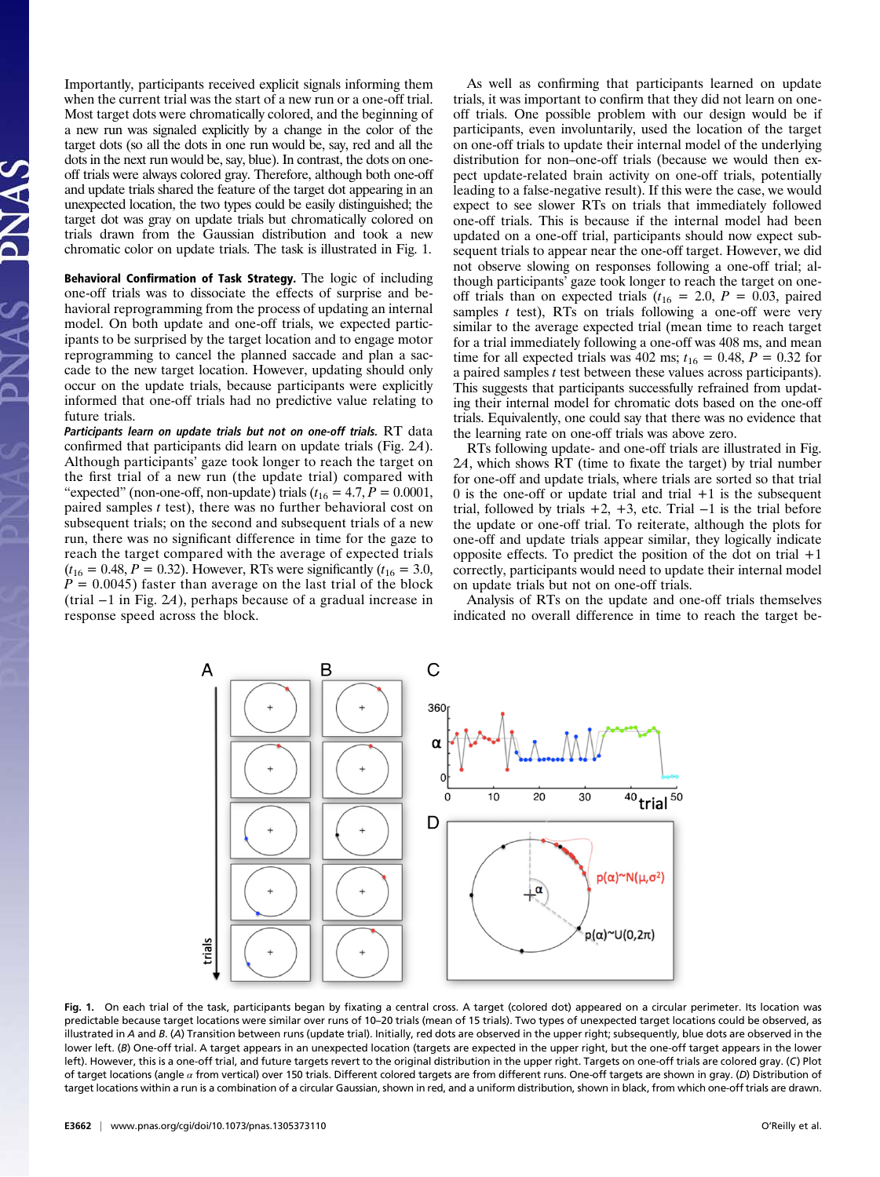Importantly, participants received explicit signals informing them when the current trial was the start of a new run or a one-off trial. Most target dots were chromatically colored, and the beginning of a new run was signaled explicitly by a change in the color of the target dots (so all the dots in one run would be, say, red and all the dots in the next run would be, say, blue). In contrast, the dots on one-off trials were always colored gray. Therefore, although both one-off and update trials shared the feature of the target dot appearing in an unexpected location, the two types could be easily distinguished; the target dot was gray on update trials but chromatically colored on trials drawn from the Gaussian distribution and took a new chromatic color on update trials. The task is illustrated in Fig. 1.

**Behavioral Confirmation of Task Strategy.** The logic of including one-off trials was to dissociate the effects of surprise and behavioral reprogramming from the process of updating an internal model. On both update and one-off trials, we expected participants to be surprised by the target location and to engage motor reprogramming to cancel the planned saccade and plan a saccade to the new target location. However, updating should only occur on the update trials, because participants were explicitly informed that one-off trials had no predictive value relating to future trials.

***Participants learn on update trials but not on one-off trials.*** RT data confirmed that participants did learn on update trials (Fig. 2*A*). Although participants' gaze took longer to reach the target on the first trial of a new run (the update trial) compared with "expected" (non-one-off, non-update) trials ($t_{16} = 4.7$, $P = 0.0001$, paired samples $t$ test), there was no further behavioral cost on subsequent trials; on the second and subsequent trials of a new run, there was no significant difference in time for the gaze to reach the target compared with the average of expected trials ($t_{16} = 0.48$, $P = 0.32$). However, RTs were significantly ($t_{16} = 3.0$, $P = 0.0045$) faster than average on the last trial of the block (trial −1 in Fig. 2*A*), perhaps because of a gradual increase in response speed across the block.

As well as confirming that participants learned on update trials, it was important to confirm that they did not learn on one-off trials. One possible problem with our design would be if participants, even involuntarily, used the location of the target on one-off trials to update their internal model of the underlying distribution for non–one-off trials (because we would then expect update-related brain activity on one-off trials, potentially leading to a false-negative result). If this were the case, we would expect to see slower RTs on trials that immediately followed one-off trials. This is because if the internal model had been updated on a one-off trial, participants should now expect subsequent trials to appear near the one-off target. However, we did not observe slowing on responses following a one-off trial; although participants' gaze took longer to reach the target on one-off trials than on expected trials ($t_{16} = 2.0$, $P = 0.03$, paired samples $t$ test), RTs on trials following a one-off were very similar to the average expected trial (mean time to reach target for a trial immediately following a one-off was 408 ms, and mean time for all expected trials was 402 ms; $t_{16} = 0.48$, $P = 0.32$ for a paired samples $t$ test between these values across participants). This suggests that participants successfully refrained from updating their internal model for chromatic dots based on the one-off trials. Equivalently, one could say that there was no evidence that the learning rate on one-off trials was above zero.

RTs following update- and one-off trials are illustrated in Fig. 2*A*, which shows RT (time to fixate the target) by trial number for one-off and update trials, where trials are sorted so that trial 0 is the one-off or update trial and trial +1 is the subsequent trial, followed by trials +2, +3, etc. Trial −1 is the trial before the update or one-off trial. To reiterate, although the plots for one-off and update trials appear similar, they logically indicate opposite effects. To predict the position of the dot on trial +1 correctly, participants would need to update their internal model on update trials but not on one-off trials.

Analysis of RTs on the update and one-off trials themselves indicated no overall difference in time to reach the target be-

**Fig. 1.** On each trial of the task, participants began by fixating a central cross. A target (colored dot) appeared on a circular perimeter. Its location was predictable because target locations were similar over runs of 10–20 trials (mean of 15 trials). Two types of unexpected target locations could be observed, as illustrated in *A* and *B*. (*A*) Transition between runs (update trial). Initially, red dots are observed in the upper right; subsequently, blue dots are observed in the lower left. (*B*) One-off trial. A target appears in an unexpected location (targets are expected in the upper right, but the one-off target appears in the lower left). However, this is a one-off trial, and future targets revert to the original distribution in the upper right. Targets on one-off trials are colored gray. (*C*) Plot of target locations (angle $\alpha$ from vertical) over 150 trials. Different colored targets are from different runs. One-off targets are shown in gray. (*D*) Distribution of target locations within a run is a combination of a circular Gaussian, shown in red, and a uniform distribution, shown in black, from which one-off trials are drawn.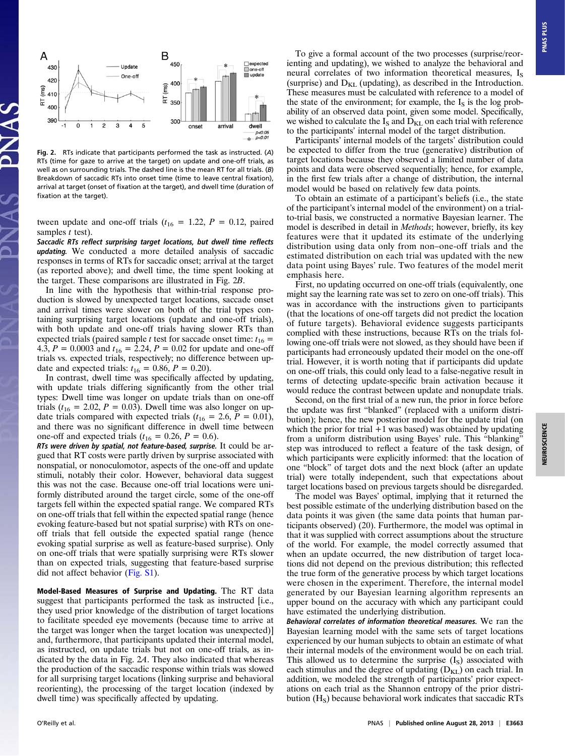Fig. 2. RTs indicate that participants performed the task as instructed. (*A*) RTs (time for gaze to arrive at the target) on update and one-off trials, as well as on surrounding trials. The dashed line is the mean RT for all trials. (*B*) Breakdown of saccadic RTs into onset time (time to leave central fixation), arrival at target (onset of fixation at the target), and dwell time (duration of fixation at the target).

tween update and one-off trials ($t_{16}$ = 1.22, $P$ = 0.12, paired samples *t* test).

***Saccadic RTs reflect surprising target locations, but dwell time reflects updating.*** We conducted a more detailed analysis of saccadic responses in terms of RTs for saccadic onset; arrival at the target (as reported above); and dwell time, the time spent looking at the target. These comparisons are illustrated in Fig. 2*B*.

In line with the hypothesis that within-trial response production is slowed by unexpected target locations, saccade onset and arrival times were slower on both of the trial types containing surprising target locations (update and one-off trials), with both update and one-off trials having slower RTs than expected trials (paired sample *t* test for saccade onset time: $t_{16}$ = 4.3, $P$ = 0.0003 and $t_{16}$ = 2.24, $P$ = 0.02 for update and one-off trials vs. expected trials, respectively; no difference between update and expected trials: $t_{16}$ = 0.86, $P$ = 0.20).

In contrast, dwell time was specifically affected by updating, with update trials differing significantly from the other trial types: Dwell time was longer on update trials than on one-off trials ($t_{16}$ = 2.02, $P$ = 0.03). Dwell time was also longer on update trials compared with expected trials ($t_{16}$ = 2.6, $P$ = 0.01), and there was no significant difference in dwell time between one-off and expected trials ($t_{16}$ = 0.26, $P$ = 0.6).

***RTs were driven by spatial, not feature-based, surprise.*** It could be argued that RT costs were partly driven by surprise associated with nonspatial, or nonoculomotor, aspects of the one-off and update stimuli, notably their color. However, behavioral data suggest this was not the case. Because one-off trial locations were uniformly distributed around the target circle, some of the one-off targets fell within the expected spatial range. We compared RTs on one-off trials that fell within the expected spatial range (hence evoking feature-based but not spatial surprise) with RTs on one-off trials that fell outside the expected spatial range (hence evoking spatial surprise as well as feature-based surprise). Only on one-off trials that were spatially surprising were RTs slower than on expected trials, suggesting that feature-based surprise did not affect behavior (Fig. S1).

**Model-Based Measures of Surprise and Updating.** The RT data suggest that participants performed the task as instructed [i.e., they used prior knowledge of the distribution of target locations to facilitate speeded eye movements (because time to arrive at the target was longer when the target location was unexpected)] and, furthermore, that participants updated their internal model, as instructed, on update trials but not on one-off trials, as indicated by the data in Fig. 2*A*. They also indicated that whereas the production of the saccadic response within trials was slowed for all surprising target locations (linking surprise and behavioral reorienting), the processing of the target location (indexed by dwell time) was specifically affected by updating.

To give a formal account of the two processes (surprise/reorienting and updating), we wished to analyze the behavioral and neural correlates of two information theoretical measures, $I_S$ (surprise) and $D_{KL}$ (updating), as described in the Introduction. These measures must be calculated with reference to a model of the state of the environment; for example, the $I_S$ is the log probability of an observed data point, given some model. Specifically, we wished to calculate the $I_S$ and $D_{KL}$ on each trial with reference to the participants' internal model of the target distribution.

Participants' internal models of the targets' distribution could be expected to differ from the true (generative) distribution of target locations because they observed a limited number of data points and data were observed sequentially; hence, for example, in the first few trials after a change of distribution, the internal model would be based on relatively few data points.

To obtain an estimate of a participant's beliefs (i.e., the state of the participant's internal model of the environment) on a trial-to-trial basis, we constructed a normative Bayesian learner. The model is described in detail in *Methods*; however, briefly, its key features were that it updated its estimate of the underlying distribution using data only from non–one-off trials and the estimated distribution on each trial was updated with the new data point using Bayes' rule. Two features of the model merit emphasis here.

First, no updating occurred on one-off trials (equivalently, one might say the learning rate was set to zero on one-off trials). This was in accordance with the instructions given to participants (that the locations of one-off targets did not predict the location of future targets). Behavioral evidence suggests participants complied with these instructions, because RTs on the trials following one-off trials were not slowed, as they should have been if participants had erroneously updated their model on the one-off trial. However, it is worth noting that if participants did update on one-off trials, this could only lead to a false-negative result in terms of detecting update-specific brain activation because it would reduce the contrast between update and nonupdate trials.

Second, on the first trial of a new run, the prior in force before the update was first "blanked" (replaced with a uniform distribution); hence, the new posterior model for the update trial (on which the prior for trial +1 was based) was obtained by updating from a uniform distribution using Bayes' rule. This "blanking" step was introduced to reflect a feature of the task design, of which participants were explicitly informed: that the location of one "block" of target dots and the next block (after an update trial) were totally independent, such that expectations about target locations based on previous targets should be disregarded.

The model was Bayes' optimal, implying that it returned the best possible estimate of the underlying distribution based on the data points it was given (the same data points that human participants observed) (20). Furthermore, the model was optimal in that it was supplied with correct assumptions about the structure of the world. For example, the model correctly assumed that when an update occurred, the new distribution of target locations did not depend on the previous distribution; this reflected the true form of the generative process by which target locations were chosen in the experiment. Therefore, the internal model generated by our Bayesian learning algorithm represents an upper bound on the accuracy with which any participant could have estimated the underlying distribution.

***Behavioral correlates of information theoretical measures.*** We ran the Bayesian learning model with the same sets of target locations experienced by our human subjects to obtain an estimate of what their internal models of the environment would be on each trial. This allowed us to determine the surprise ($I_S$) associated with each stimulus and the degree of updating ($D_{KL}$) on each trial. In addition, we modeled the strength of participants' prior expectations on each trial as the Shannon entropy of the prior distribution ($H_S$) because behavioral work indicates that saccadic RTs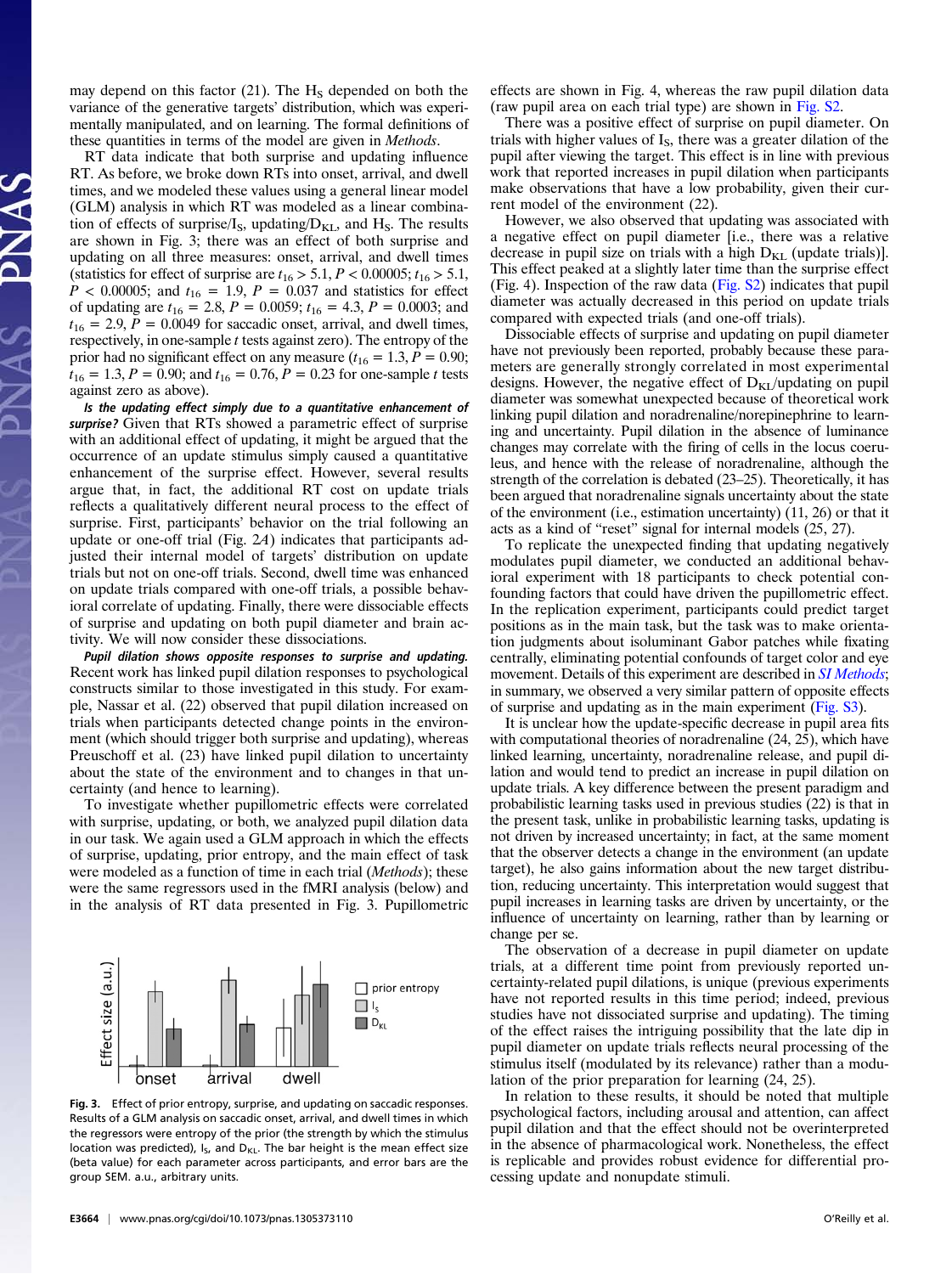may depend on this factor (21). The $H_S$ depended on both the variance of the generative targets' distribution, which was experimentally manipulated, and on learning. The formal definitions of these quantities in terms of the model are given in *Methods*.

RT data indicate that both surprise and updating influence RT. As before, we broke down RTs into onset, arrival, and dwell times, and we modeled these values using a general linear model (GLM) analysis in which RT was modeled as a linear combination of effects of surprise/$I_S$, updating/$D_{KL}$, and $H_S$. The results are shown in Fig. 3; there was an effect of both surprise and updating on all three measures: onset, arrival, and dwell times (statistics for effect of surprise are $t_{16} > 5.1$, $P < 0.00005$; $t_{16} > 5.1$, $P < 0.00005$; and $t_{16} = 1.9$, $P = 0.037$ and statistics for effect of updating are $t_{16} = 2.8$, $P = 0.0059$; $t_{16} = 4.3$, $P = 0.0003$; and $t_{16} = 2.9$, $P = 0.0049$ for saccadic onset, arrival, and dwell times, respectively, in one-sample *t* tests against zero). The entropy of the prior had no significant effect on any measure ($t_{16} = 1.3$, $P = 0.90$; $t_{16} = 1.3$, $P = 0.90$; and $t_{16} = 0.76$, $P = 0.23$ for one-sample *t* tests against zero as above).

***Is the updating effect simply due to a quantitative enhancement of surprise?*** Given that RTs showed a parametric effect of surprise with an additional effect of updating, it might be argued that the occurrence of an update stimulus simply caused a quantitative enhancement of the surprise effect. However, several results argue that, in fact, the additional RT cost on update trials reflects a qualitatively different neural process to the effect of surprise. First, participants' behavior on the trial following an update or one-off trial (Fig. 2*A*) indicates that participants adjusted their internal model of targets' distribution on update trials but not on one-off trials. Second, dwell time was enhanced on update trials compared with one-off trials, a possible behavioral correlate of updating. Finally, there were dissociable effects of surprise and updating on both pupil diameter and brain activity. We will now consider these dissociations.

***Pupil dilation shows opposite responses to surprise and updating.*** Recent work has linked pupil dilation responses to psychological constructs similar to those investigated in this study. For example, Nassar et al. (22) observed that pupil dilation increased on trials when participants detected change points in the environment (which should trigger both surprise and updating), whereas Preuschoff et al. (23) have linked pupil dilation to uncertainty about the state of the environment and to changes in that uncertainty (and hence to learning).

To investigate whether pupillometric effects were correlated with surprise, updating, or both, we analyzed pupil dilation data in our task. We again used a GLM approach in which the effects of surprise, updating, prior entropy, and the main effect of task were modeled as a function of time in each trial (*Methods*); these were the same regressors used in the fMRI analysis (below) and in the analysis of RT data presented in Fig. 3. Pupillometric effects are shown in Fig. 4, whereas the raw pupil dilation data (raw pupil area on each trial type) are shown in Fig. S2.

**Fig. 3.** Effect of prior entropy, surprise, and updating on saccadic responses. Results of a GLM analysis on saccadic onset, arrival, and dwell times in which the regressors were entropy of the prior (the strength by which the stimulus location was predicted), $I_S$, and $D_{KL}$. The bar height is the mean effect size (beta value) for each parameter across participants, and error bars are the group SEM. a.u., arbitrary units.

There was a positive effect of surprise on pupil diameter. On trials with higher values of $I_S$, there was a greater dilation of the pupil after viewing the target. This effect is in line with previous work that reported increases in pupil dilation when participants make observations that have a low probability, given their current model of the environment (22).

However, we also observed that updating was associated with a negative effect on pupil diameter [i.e., there was a relative decrease in pupil size on trials with a high $D_{KL}$ (update trials)]. This effect peaked at a slightly later time than the surprise effect (Fig. 4). Inspection of the raw data (Fig. S2) indicates that pupil diameter was actually decreased in this period on update trials compared with expected trials (and one-off trials).

Dissociable effects of surprise and updating on pupil diameter have not previously been reported, probably because these parameters are generally strongly correlated in most experimental designs. However, the negative effect of $D_{KL}$/updating on pupil diameter was somewhat unexpected because of theoretical work linking pupil dilation and noradrenaline/norepinephrine to learning and uncertainty. Pupil dilation in the absence of luminance changes may correlate with the firing of cells in the locus coeruleus, and hence with the release of noradrenaline, although the strength of the correlation is debated (23–25). Theoretically, it has been argued that noradrenaline signals uncertainty about the state of the environment (i.e., estimation uncertainty) (11, 26) or that it acts as a kind of "reset" signal for internal models (25, 27).

To replicate the unexpected finding that updating negatively modulates pupil diameter, we conducted an additional behavioral experiment with 18 participants to check potential confounding factors that could have driven the pupillometric effect. In the replication experiment, participants could predict target positions as in the main task, but the task was to make orientation judgments about isoluminant Gabor patches while fixating centrally, eliminating potential confounds of target color and eye movement. Details of this experiment are described in *SI Methods*; in summary, we observed a very similar pattern of opposite effects of surprise and updating as in the main experiment (Fig. S3).

It is unclear how the update-specific decrease in pupil area fits with computational theories of noradrenaline (24, 25), which have linked learning, uncertainty, noradrenaline release, and pupil dilation and would tend to predict an increase in pupil dilation on update trials. A key difference between the present paradigm and probabilistic learning tasks used in previous studies (22) is that in the present task, unlike in probabilistic learning tasks, updating is not driven by increased uncertainty; in fact, at the same moment that the observer detects a change in the environment (an update target), he also gains information about the new target distribution, reducing uncertainty. This interpretation would suggest that pupil increases in learning tasks are driven by uncertainty, or the influence of uncertainty on learning, rather than by learning or change per se.

The observation of a decrease in pupil diameter on update trials, at a different time point from previously reported uncertainty-related pupil dilations, is unique (previous experiments have not reported results in this time period; indeed, previous studies have not dissociated surprise and updating). The timing of the effect raises the intriguing possibility that the late dip in pupil diameter on update trials reflects neural processing of the stimulus itself (modulated by its relevance) rather than a modulation of the prior preparation for learning (24, 25).

In relation to these results, it should be noted that multiple psychological factors, including arousal and attention, can affect pupil dilation and that the effect should not be overinterpreted in the absence of pharmacological work. Nonetheless, the effect is replicable and provides robust evidence for differential processing update and nonupdate stimuli.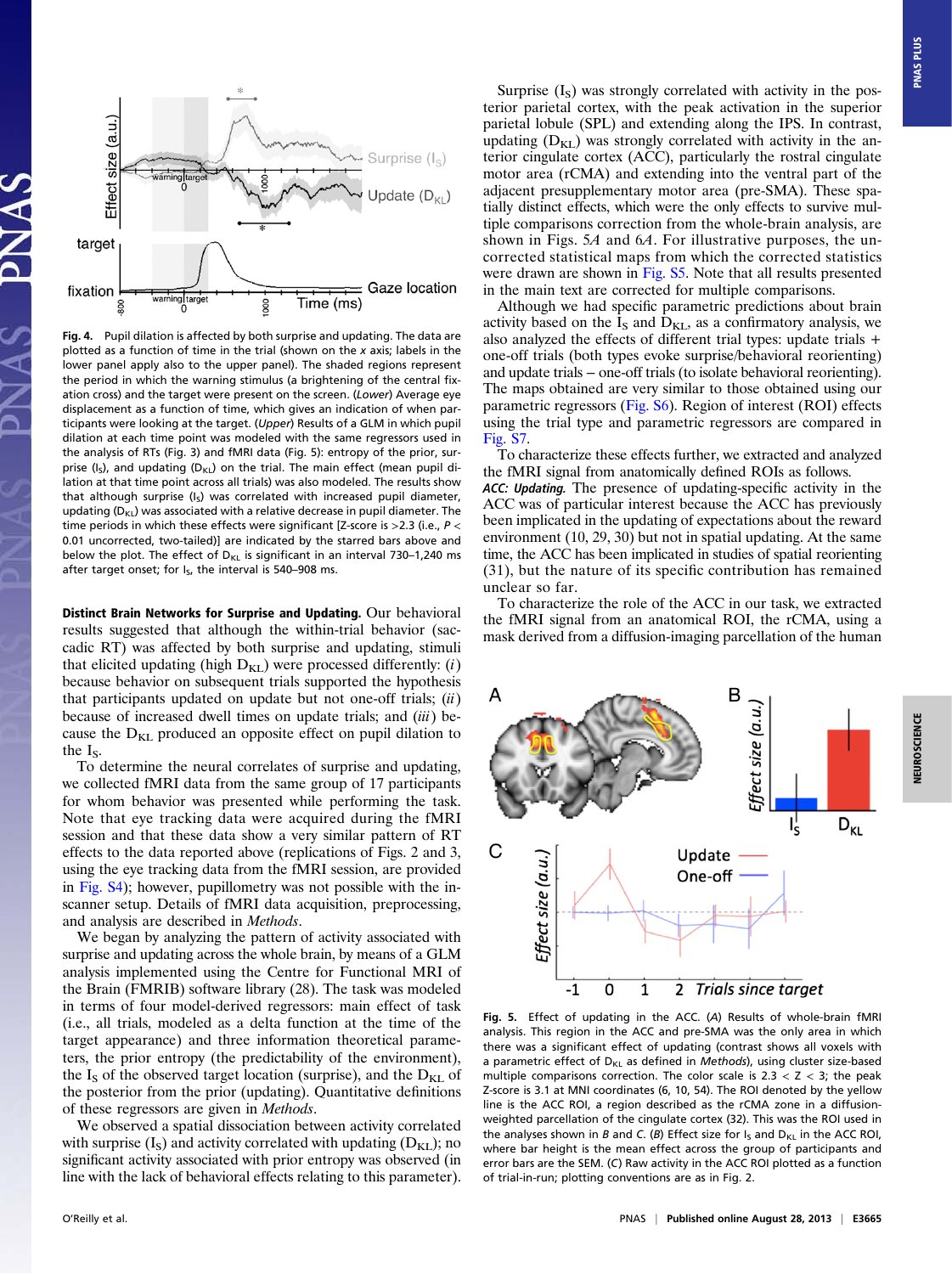**Fig. 4.** Pupil dilation is affected by both surprise and updating. The data are plotted as a function of time in the trial (shown on the *x* axis; labels in the lower panel apply also to the upper panel). The shaded regions represent the period in which the warning stimulus (a brightening of the central fixation cross) and the target were present on the screen. (*Lower*) Average eye displacement as a function of time, which gives an indication of when participants were looking at the target. (*Upper*) Results of a GLM in which pupil dilation at each time point was modeled with the same regressors used in the analysis of RTs (Fig. 3) and fMRI data (Fig. 5): entropy of the prior, surprise ($I_S$), and updating ($D_{KL}$) on the trial. The main effect (mean pupil dilation at that time point across all trials) was also modeled. The results show that although surprise ($I_S$) was correlated with increased pupil diameter, updating ($D_{KL}$) was associated with a relative decrease in pupil diameter. The time periods in which these effects were significant [Z-score is >2.3 (i.e., $P < 0.01$ uncorrected, two-tailed)] are indicated by the starred bars above and below the plot. The effect of $D_{KL}$ is significant in an interval 730–1,240 ms after target onset; for $I_S$, the interval is 540–908 ms.

**Distinct Brain Networks for Surprise and Updating.** Our behavioral results suggested that although the within-trial behavior (saccadic RT) was affected by both surprise and updating, stimuli that elicited updating (high $D_{KL}$) were processed differently: (*i*) because behavior on subsequent trials supported the hypothesis that participants updated on update but not one-off trials; (*ii*) because of increased dwell times on update trials; and (*iii*) because the $D_{KL}$ produced an opposite effect on pupil dilation to the $I_S$.

To determine the neural correlates of surprise and updating, we collected fMRI data from the same group of 17 participants for whom behavior was presented while performing the task. Note that eye tracking data were acquired during the fMRI session and that these data show a very similar pattern of RT effects to the data reported above (replications of Figs. 2 and 3, using the eye tracking data from the fMRI session, are provided in Fig. S4); however, pupillometry was not possible with the in-scanner setup. Details of fMRI data acquisition, preprocessing, and analysis are described in *Methods*.

We began by analyzing the pattern of activity associated with surprise and updating across the whole brain, by means of a GLM analysis implemented using the Centre for Functional MRI of the Brain (FMRIB) software library (28). The task was modeled in terms of four model-derived regressors: main effect of trial (i.e., all trials, modeled as a delta function at the time of the target appearance) and three information theoretical parameters, the prior entropy (the predictability of the environment), the $I_S$ of the observed target location (surprise), and the $D_{KL}$ of the posterior from the prior (updating). Quantitative definitions of these regressors are given in *Methods*.

We observed a spatial dissociation between activity correlated with surprise ($I_S$) and activity correlated with updating ($D_{KL}$); no significant activity associated with prior entropy was observed (in line with the lack of behavioral effects relating to this parameter).

Surprise ($I_S$) was strongly correlated with activity in the posterior parietal cortex, with the peak activation in the superior parietal lobule (SPL) and extending along the IPS. In contrast, updating ($D_{KL}$) was strongly correlated with activity in the anterior cingulate cortex (ACC), particularly the rostral cingulate motor area (rCMA) and extending into the ventral part of the adjacent presupplementary motor area (pre-SMA). These spatially distinct effects, which were the only effects to survive multiple comparisons correction from the whole-brain analysis, are shown in Figs. 5*A* and 6*A*. For illustrative purposes, the uncorrected statistical maps from which the corrected statistics were drawn are shown in Fig. S5. Note that all results presented in the main text are corrected for multiple comparisons.

Although we had specific parametric predictions about brain activity based on the $I_S$ and $D_{KL}$, as a confirmatory analysis, we also analyzed the effects of different trial types: update trials + one-off trials (both types evoke surprise/behavioral reorienting) and update trials – one-off trials (to isolate behavioral reorienting). The maps obtained are very similar to those obtained using our parametric regressors (Fig. S6). Region of interest (ROI) effects using the trial type and parametric regressors are compared in Fig. S7.

To characterize these effects further, we extracted and analyzed the fMRI signal from anatomically defined ROIs as follows.

***ACC: Updating.*** The presence of updating-specific activity in the ACC was of particular interest because the ACC has previously been implicated in the updating of expectations about the reward environment (10, 29, 30) but not in spatial updating. At the same time, the ACC has been implicated in studies of spatial reorienting (31), but the nature of its specific contribution has remained unclear so far.

To characterize the role of the ACC in our task, we extracted the fMRI signal from an anatomical ROI, the rCMA, using a mask derived from a diffusion-imaging parcellation of the human

**Fig. 5.** Effect of updating in the ACC. (*A*) Results of whole-brain fMRI analysis. This region in the ACC and pre-SMA was the only area in which there was a significant effect of updating (contrast shows all voxels with a parametric effect of $D_{KL}$ as defined in *Methods*), using cluster size-based multiple comparisons correction. The color scale is $2.3 < Z < 3$; the peak Z-score is 3.1 at MNI coordinates (6, 10, 54). The ROI denoted by the yellow line is the ACC ROI, a region described as the rCMA zone in a diffusion-weighted parcellation of the cingulate cortex (32). This was the ROI used in the analyses shown in *B* and *C*. (*B*) Effect size for $I_S$ and $D_{KL}$ in the ACC ROI, where bar height is the mean effect across the group of participants and error bars are the SEM. (*C*) Raw activity in the ACC ROI plotted as a function of trial-in-run; plotting conventions are as in Fig. 2.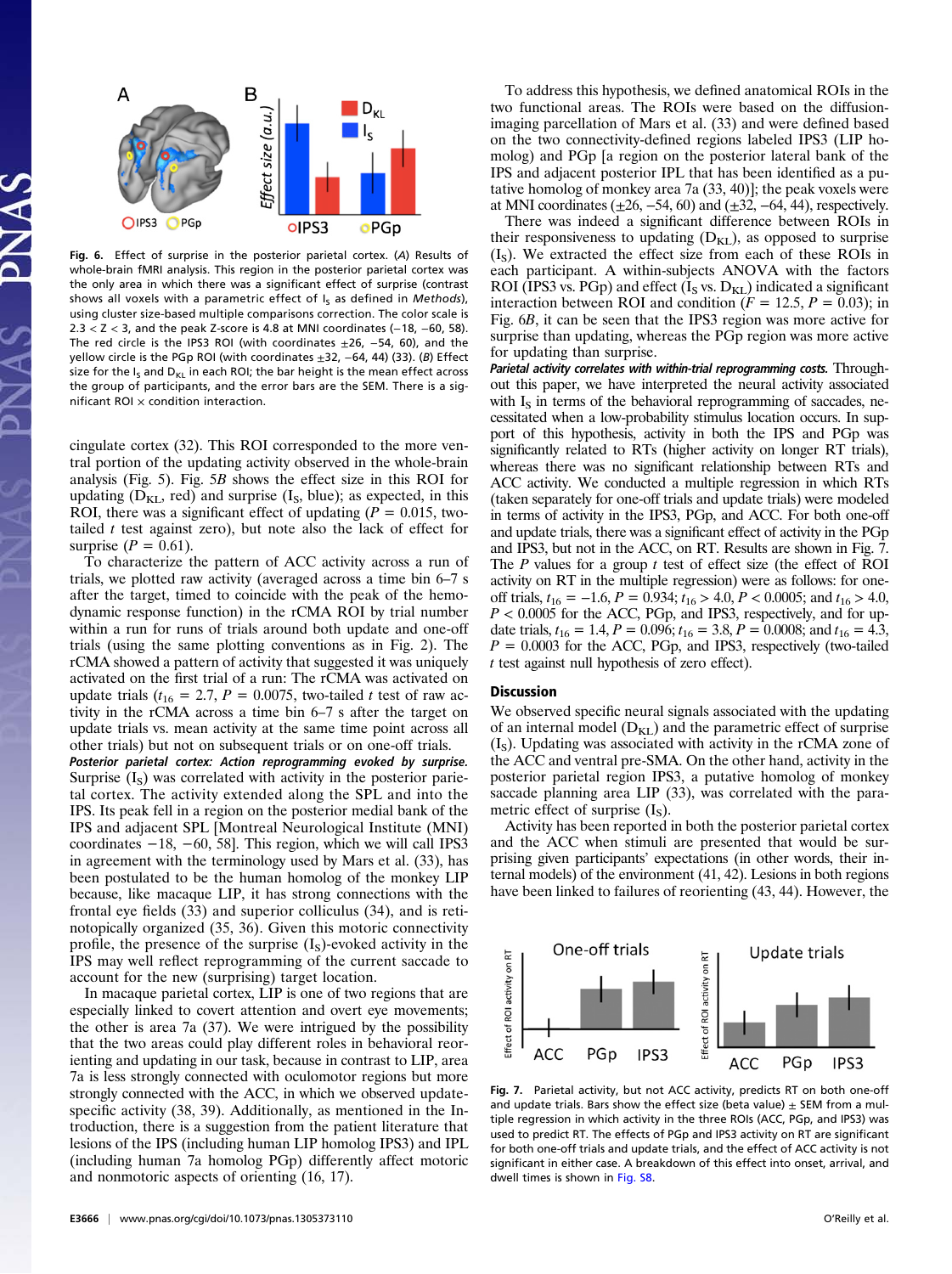Fig. 6. Effect of surprise in the posterior parietal cortex. (A) Results of whole-brain fMRI analysis. This region in the posterior parietal cortex was the only area in which there was a significant effect of surprise (contrast shows all voxels with a parametric effect of $I_S$ as defined in *Methods*), using cluster size-based multiple comparisons correction. The color scale is $2.3 < Z < 3$, and the peak Z-score is 4.8 at MNI coordinates (−18, −60, 58). The red circle is the IPS3 ROI (with coordinates ±26, −54, 60), and the yellow circle is the PGp ROI (with coordinates ±32, −64, 44) (33). (B) Effect size for the $I_S$ and $D_{KL}$ in each ROI; the bar height is the mean effect across the group of participants, and the error bars are the SEM. There is a significant ROI × condition interaction.

cingulate cortex (32). This ROI corresponded to the more ventral portion of the updating activity observed in the whole-brain analysis (Fig. 5). Fig. 5*B* shows the effect size in this ROI for updating ($D_{KL}$, red) and surprise ($I_S$, blue); as expected, in this ROI, there was a significant effect of updating ($P = 0.015$, two-tailed *t* test against zero), but note also the lack of effect for surprise ($P = 0.61$).

To characterize the pattern of ACC activity across a run of trials, we plotted raw activity (averaged across a time bin 6–7 s after the target, timed to coincide with the peak of the hemodynamic response function) in the rCMA ROI by trial number within a run for runs of trials around both update and one-off trials (using the same plotting conventions as in Fig. 2). The rCMA showed a pattern of activity that suggested it was uniquely activated on the first trial of a run: The rCMA was activated on update trials ($t_{16} = 2.7$, $P = 0.0075$, two-tailed *t* test of raw activity in the rCMA across a time bin 6–7 s after the target on update trials vs. mean activity at the same time point across all other trials) but not on subsequent trials or on one-off trials.

***Posterior parietal cortex: Action reprogramming evoked by surprise.*** Surprise ($I_S$) was correlated with activity in the posterior parietal cortex. The activity extended along the SPL and into the IPS. Its peak fell in a region on the posterior medial bank of the IPS and adjacent SPL [Montreal Neurological Institute (MNI) coordinates −18, −60, 58]. This region, which we will call IPS3 in agreement with the terminology used by Mars et al. (33), has been postulated to be the human homolog of the monkey LIP because, like macaque LIP, it has strong connections with the frontal eye fields (33) and superior colliculus (34), and is retinotopically organized (35, 36). Given this motoric connectivity profile, the presence of the surprise ($I_S$)-evoked activity in the IPS may well reflect reprogramming of the current saccade to account for the new (surprising) target location.

In macaque parietal cortex, LIP is one of two regions that are especially linked to covert attention and overt eye movements; the other is area 7a (37). We were intrigued by the possibility that the two areas could play different roles in behavioral reorienting and updating in our task, because in contrast to LIP, area 7a is less strongly connected with oculomotor regions but more strongly connected with the ACC, in which we observed update-specific activity (38, 39). Additionally, as mentioned in the Introduction, there is a suggestion from the patient literature that lesions of the IPS (including human LIP homolog IPS3) and IPL (including human 7a homolog PGp) differently affect motoric and nonmotoric aspects of orienting (16, 17).

To address this hypothesis, we defined anatomical ROIs in the two functional areas. The ROIs were based on the diffusion-imaging parcellation of Mars et al. (33) and were defined based on the two connectivity-defined regions labeled IPS3 (LIP homolog) and PGp [a region on the posterior lateral bank of the IPS and adjacent posterior IPL that has been identified as a putative homolog of monkey area 7a (33, 40)]; the peak voxels were at MNI coordinates (±26, −54, 60) and (±32, −64, 44), respectively.

There was indeed a significant difference between ROIs in their responsiveness to updating ($D_{KL}$), as opposed to surprise ($I_S$). We extracted the effect size from each of these ROIs in each participant. A within-subjects ANOVA with the factors ROI (IPS3 vs. PGp) and effect ($I_S$ vs. $D_{KL}$) indicated a significant interaction between ROI and condition ($F = 12.5$, $P = 0.03$); in Fig. 6*B*, it can be seen that the IPS3 region was more active for surprise than updating, whereas the PGp region was more active for updating than surprise.

***Parietal activity correlates with within-trial reprogramming costs.*** Throughout this paper, we have interpreted the neural activity associated with $I_S$ in terms of the behavioral reprogramming of saccades, necessitated when a low-probability stimulus location occurs. In support of this hypothesis, activity in both the IPS and PGp was significantly related to RTs (higher activity on longer RT trials), whereas there was no significant relationship between RTs and ACC activity. We conducted a multiple regression in which RTs (taken separately for one-off trials and update trials) were modeled in terms of activity in the IPS3, PGp, and ACC. For both one-off and update trials, there was a significant effect of activity in the PGp and IPS3, but not in the ACC, on RT. Results are shown in Fig. 7. The *P* values for a group *t* test of effect size (the effect of ROI activity on RT in the multiple regression) were as follows: for one-off trials, $t_{16} = -1.6$, $P = 0.934$; $t_{16} > 4.0$, $P < 0.0005$; and $t_{16} > 4.0$, $P < 0.0005$ for the ACC, PGp, and IPS3, respectively, and for update trials, $t_{16} = 1.4$, $P = 0.096$; $t_{16} = 3.8$, $P = 0.0008$; and $t_{16} = 4.3$, $P = 0.0003$ for the ACC, PGp, and IPS3, respectively (two-tailed *t* test against null hypothesis of zero effect).

## Discussion

We observed specific neural signals associated with the updating of an internal model ($D_{KL}$) and the parametric effect of surprise ($I_S$). Updating was associated with activity in the rCMA zone of the ACC and ventral pre-SMA. On the other hand, activity in the posterior parietal region IPS3, a putative homolog of monkey saccade planning area LIP (33), was correlated with the parametric effect of surprise ($I_S$).

Activity has been reported in both the posterior parietal cortex and the ACC when stimuli are presented that would be surprising given participants' expectations (in other words, their internal models) of the environment (41, 42). Lesions in both regions have been linked to failures of reorienting (43, 44). However, the

Fig. 7. Parietal activity, but not ACC activity, predicts RT on both one-off and update trials. Bars show the effect size (beta value) ± SEM from a multiple regression in which activity in the three ROIs (ACC, PGp, and IPS3) was used to predict RT. The effects of PGp and IPS3 activity on RT are significant for both one-off trials and update trials, and the effect of ACC activity is not significant in either case. A breakdown of this effect into onset, arrival, and dwell times is shown in Fig. S8.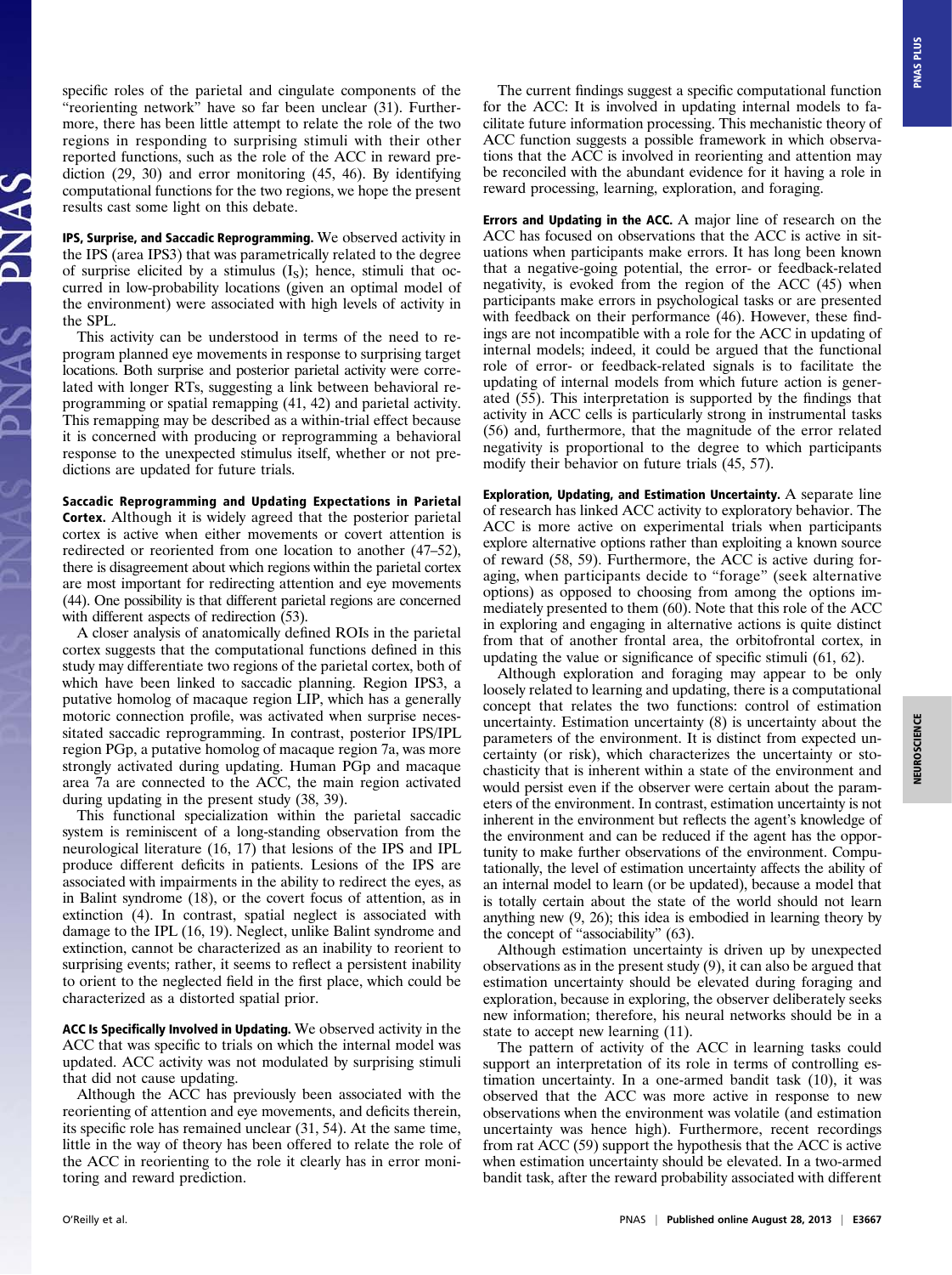specific roles of the parietal and cingulate components of the "reorienting network" have so far been unclear (31). Furthermore, there has been little attempt to relate the role of the two regions in responding to surprising stimuli with their other reported functions, such as the role of the ACC in reward prediction (29, 30) and error monitoring (45, 46). By identifying computational functions for the two regions, we hope the present results cast some light on this debate.

**IPS, Surprise, and Saccadic Reprogramming.** We observed activity in the IPS (area IPS3) that was parametrically related to the degree of surprise elicited by a stimulus ($I_S$); hence, stimuli that occurred in low-probability locations (given an optimal model of the environment) were associated with high levels of activity in the SPL.

This activity can be understood in terms of the need to reprogram planned eye movements in response to surprising target locations. Both surprise and posterior parietal activity were correlated with longer RTs, suggesting a link between behavioral reprogramming or spatial remapping (41, 42) and parietal activity. This remapping may be described as a within-trial effect because it is concerned with producing or reprogramming a behavioral response to the unexpected stimulus itself, whether or not predictions are updated for future trials.

**Saccadic Reprogramming and Updating Expectations in Parietal Cortex.** Although it is widely agreed that the posterior parietal cortex is active when either movements or covert attention is redirected or reoriented from one location to another (47–52), there is disagreement about which regions within the parietal cortex are most important for redirecting attention and eye movements (44). One possibility is that different parietal regions are concerned with different aspects of redirection (53).

A closer analysis of anatomically defined ROIs in the parietal cortex suggests that the computational functions defined in this study may differentiate two regions of the parietal cortex, both of which have been linked to saccadic planning. Region IPS3, a putative homolog of macaque region LIP, which has a generally motoric connection profile, was activated when surprise necessitated saccadic reprogramming. In contrast, posterior IPS/IPL region PGp, a putative homolog of macaque region 7a, was more strongly activated during updating. Human PGp and macaque area 7a are connected to the ACC, the main region activated during updating in the present study (38, 39).

This functional specialization within the parietal saccadic system is reminiscent of a long-standing observation from the neurological literature (16, 17) that lesions of the IPS and IPL produce different deficits in patients. Lesions of the IPS are associated with impairments in the ability to redirect the eyes, as in Balint syndrome (18), or the covert focus of attention, as in extinction (4). In contrast, spatial neglect is associated with damage to the IPL (16, 19). Neglect, unlike Balint syndrome and extinction, cannot be characterized as an inability to reorient to surprising events; rather, it seems to reflect a persistent inability to orient to the neglected field in the first place, which could be characterized as a distorted spatial prior.

**ACC Is Specifically Involved in Updating.** We observed activity in the ACC that was specific to trials on which the internal model was updated. ACC activity was not modulated by surprising stimuli that did not cause updating.

Although the ACC has previously been associated with the reorienting of attention and eye movements, and deficits therein, its specific role has remained unclear (31, 54). At the same time, little in the way of theory has been offered to relate the role of the ACC in reorienting to the role it clearly has in error monitoring and reward prediction.

The current findings suggest a specific computational function for the ACC: It is involved in updating internal models to facilitate future information processing. This mechanistic theory of ACC function suggests a possible framework in which observations that the ACC is involved in reorienting and attention may be reconciled with the abundant evidence for it having a role in reward processing, learning, exploration, and foraging.

**Errors and Updating in the ACC.** A major line of research on the ACC has focused on observations that the ACC is active in situations when participants make errors. It has long been known that a negative-going potential, the error- or feedback-related negativity, is evoked from the region of the ACC (45) when participants make errors in psychological tasks or are presented with feedback on their performance (46). However, these findings are not incompatible with a role for the ACC in updating of internal models; indeed, it could be argued that the functional role of error- or feedback-related signals is to facilitate the updating of internal models from which future action is generated (55). This interpretation is supported by the findings that activity in ACC cells is particularly strong in instrumental tasks (56) and, furthermore, that the magnitude of the error related negativity is proportional to the degree to which participants modify their behavior on future trials (45, 57).

**Exploration, Updating, and Estimation Uncertainty.** A separate line of research has linked ACC activity to exploratory behavior. The ACC is more active on experimental trials when participants explore alternative options rather than exploiting a known source of reward (58, 59). Furthermore, the ACC is active during foraging, when participants decide to "forage" (seek alternative options) as opposed to choosing from among the options immediately presented to them (60). Note that this role of the ACC in exploring and engaging in alternative actions is quite distinct from that of another frontal area, the orbitofrontal cortex, in updating the value or significance of specific stimuli (61, 62).

Although exploration and foraging may appear to be only loosely related to learning and updating, there is a computational concept that relates the two functions: control of estimation uncertainty. Estimation uncertainty (8) is uncertainty about the parameters of the environment. It is distinct from expected uncertainty (or risk), which characterizes the uncertainty or stochasticity that is inherent within a state of the environment and would persist even if the observer were certain about the parameters of the environment. In contrast, estimation uncertainty is not inherent in the environment but reflects the agent's knowledge of the environment and can be reduced if the agent has the opportunity to make further observations of the environment. Computationally, the level of estimation uncertainty affects the ability of an internal model to learn (or be updated), because a model that is totally certain about the state of the world should not learn anything new (9, 26); this idea is embodied in learning theory by the concept of "associability" (63).

Although estimation uncertainty is driven up by unexpected observations as in the present study (9), it can also be argued that estimation uncertainty should be elevated during foraging and exploration, because in exploring, the observer deliberately seeks new information; therefore, his neural networks should be in a state to accept new learning (11).

The pattern of activity of the ACC in learning tasks could support an interpretation of its role in terms of controlling estimation uncertainty. In a one-armed bandit task (10), it was observed that the ACC was more active in response to new observations when the environment was volatile (and estimation uncertainty was hence high). Furthermore, recent recordings from rat ACC (59) support the hypothesis that the ACC is active when estimation uncertainty should be elevated. In a two-armed bandit task, after the reward probability associated with different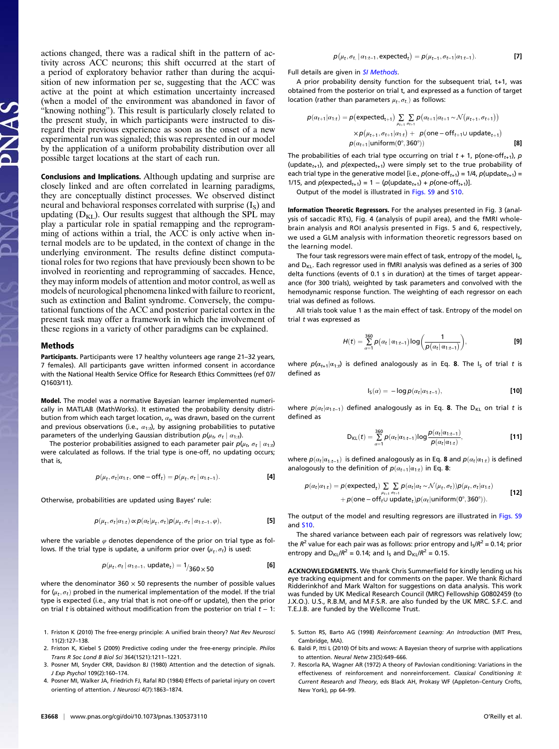actions changed, there was a radical shift in the pattern of activity across ACC neurons; this shift occurred at the start of a period of exploratory behavior rather than during the acquisition of new information per se, suggesting that the ACC was active at the point at which estimation uncertainty increased (when a model of the environment was abandoned in favor of "knowing nothing"). This result is particularly closely related to the present study, in which participants were instructed to disregard their previous experience as soon as the onset of a new experimental run was signaled; this was represented in our model by the application of a uniform probability distribution over all possible target locations at the start of each run.

**Conclusions and Implications.** Although updating and surprise are closely linked and are often correlated in learning paradigms, they are conceptually distinct processes. We observed distinct neural and behavioral responses correlated with surprise ($I_S$) and updating ($D_{KL}$). Our results suggest that although the SPL may play a particular role in spatial remapping and the reprogramming of actions within a trial, the ACC is only active when internal models are to be updated, in the context of change in the underlying environment. The results define distinct computational roles for two regions that have previously been shown to be involved in reorienting and reprogramming of saccades. Hence, they may inform models of attention and motor control, as well as models of neurological phenomena linked with failure to reorient, such as extinction and Balint syndrome. Conversely, the computational functions of the ACC and posterior parietal cortex in the present task may offer a framework in which the involvement of these regions in a variety of other paradigms can be explained.

## Methods

**Participants.** Participants were 17 healthy volunteers age range 21–32 years, 7 females). All participants gave written informed consent in accordance with the National Health Service Office for Research Ethics Committees (ref 07/Q1603/11).

**Model.** The model was a normative Bayesian learner implemented numerically in MATLAB (MathWorks). It estimated the probability density distribution from which each target location, $\alpha_t$, was drawn, based on the current and previous observations (i.e., $\alpha_{1:t}$), by assigning probabilities to putative parameters of the underlying Gaussian distribution $p(\mu_t, \sigma_t \mid \alpha_{1:t})$.

The posterior probabilities assigned to each parameter pair $p(\mu_t, \sigma_t \mid \alpha_{1:t})$ were calculated as follows. If the trial type is one-off, no updating occurs; that is,

$$p(\mu_t, \sigma_t \mid \alpha_{1:t}, \text{one}-\text{off}_t) = p(\mu_t, \sigma_t \mid \alpha_{1:t-1}). \quad [4]$$

Otherwise, probabilities are updated using Bayes' rule:

$$p(\mu_t, \sigma_t \mid \alpha_{1:t}) \propto p(\alpha_t \mid \mu_t, \sigma_t)\, p(\mu_t, \sigma_t \mid \alpha_{1:t-1}, \varphi), \quad [5]$$

where the variable $\varphi$ denotes dependence of the prior on trial type as follows. If the trial type is update, a uniform prior over $(\mu_t, \sigma_t)$ is used:

$$p(\mu_t, \sigma_t \mid \alpha_{1:t-1}, \text{update}_t) = 1/_{360\times 50} \quad [6]$$

where the denominator $360 \times 50$ represents the number of possible values for $(\mu_t, \sigma_t)$ probed in the numerical implementation of the model. If the trial type is expected (i.e., any trial that is not one-off or update), then the prior on trial $t$ is obtained without modification from the posterior on trial $t-1$:

$$p(\mu_t, \sigma_t \mid \alpha_{1:t-1}, \text{expected}_t) = p(\mu_{t-1}, \sigma_{t-1} \mid \alpha_{1:t-1}). \quad [7]$$

Full details are given in *SI Methods*.

A prior probability density function for the subsequent trial, t+1, was obtained from the posterior on trial t, and expressed as a function of target location (rather than parameters $\mu_t, \sigma_t$) as follows:

$$\begin{aligned} p(\alpha_{t+1} \mid \alpha_{1:t}) = {} & p(\text{expected}_{t+1}) \sum_{\mu_{t+1}} \sum_{\sigma_{t+1}} p(\alpha_{t+1} \mid \alpha_{t+1} \sim \mathcal{N}(\mu_{t+1}, \sigma_{t+1})) \\ & \times p(\mu_{t+1}, \sigma_{t+1} \mid \alpha_{1:t}) + p(\text{one}-\text{off}_{t+1} \cup \text{update}_{t+1}) \\ & p(\alpha_{t+1} \mid \text{uniform}(0°, 360°)) \end{aligned} \quad [8]$$

The probabilities of each trial type occurring on trial $t+1$, $p(\text{one-off}_{t+1})$, $p(\text{update}_{t+1})$, and $p(\text{expected}_{t+1})$ were simply set to the true probability of each trial type in the generative model [i.e., $p(\text{one-off}_{t+1}) = 1/4$, $p(\text{update}_{t+1}) = 1/15$, and $p(\text{expected}_{t+1}) = 1 - (p(\text{update}_{t+1}) + p(\text{one-off}_{t+1})]$.

Output of the model is illustrated in Figs. S9 and S10.

**Information Theoretic Regressors.** For the analyses presented in Fig. 3 (analysis of saccadic RTs), Fig. 4 (analysis of pupil area), and the fMRI whole-brain analysis and ROI analysis presented in Figs. 5 and 6, respectively, we used a GLM analysis with information theoretic regressors based on the learning model.

The four task regressors were main effect of task, entropy of the model, $I_S$, and $D_{KL}$. Each regressor used in fMRI analysis was defined as a series of 300 delta functions (events of 0.1 s in duration) at the times of target appearance (for 300 trials), weighted by task parameters and convolved with the hemodynamic response function. The weighting of each regressor on each trial was defined as follows.

All trials took value 1 as the main effect of task. Entropy of the model on trial $t$ was expressed as

$$H(t) = \sum_{\alpha=1}^{360} p(\alpha_t \mid \alpha_{1:t-1}) \log\left(\frac{1}{p(\alpha_t \mid \alpha_{1:t-1})}\right), \quad [9]$$

where $p(\alpha_{t+1} \mid \alpha_{1:t})$ is defined analogously as in Eq. **8**. The $I_S$ of trial $t$ is defined as

$$I_S(\alpha) = -\log p(\alpha_t \mid \alpha_{1:t-1}), \quad [10]$$

where $p(\alpha_t \mid \alpha_{1:t-1})$ defined analogously as in Eq. **8**. The $D_{KL}$ on trial $t$ is defined as

$$D_{KL}(t) = \sum_{\alpha=1}^{360} p(\alpha_t \mid \alpha_{1:t-1}) \log \frac{p(\alpha_t \mid \alpha_{1:t-1})}{p(\alpha_t \mid \alpha_{1:t})}, \quad [11]$$

where $p(\alpha_t \mid \alpha_{1:t-1})$ is defined analogously as in Eq. **8** and $p(\alpha_t \mid \alpha_{1:t})$ is defined analogously to the definition of $p(\alpha_{t+1} \mid \alpha_{1:t})$ in Eq. **8**:

$$\begin{aligned} p(\alpha_t \mid \alpha_{1:t}) = {} & p(\text{expected}_t) \sum_{\mu_{t+1}} \sum_{\sigma_{t+1}} p(\alpha_t \mid \alpha_t \sim \mathcal{N}(\mu_t, \sigma_t))\, p(\mu_t, \sigma_t \mid \alpha_{1:t}) \\ & + p(\text{one}-\text{off}_t \cup \text{update}_t)\, p(\alpha_t \mid \text{uniform}(0°, 360°)). \end{aligned} \quad [12]$$

The output of the model and resulting regressors are illustrated in Figs. S9 and S10.

The shared variance between each pair of regressors was relatively low; the $R^2$ value for each pair was as follows: prior entropy and $I_S/R^2 = 0.14$; prior entropy and $D_{KL}/R^2 = 0.14$; and $I_S$ and $D_{KL}/R^2 = 0.15$.

**ACKNOWLEDGMENTS.** We thank Chris Summerfield for kindly lending us his eye tracking equipment and for comments on the paper. We thank Richard Ridderinkhof and Mark Walton for suggestions on data analysis. This work was funded by UK Medical Research Council (MRC) Fellowship G0802459 (to J.X.O.). U.S., R.B.M, and M.F.S.R. are also funded by the UK MRC. S.F.C. and T.E.J.B. are funded by the Wellcome Trust.

1. Friston K (2010) The free-energy principle: A unified brain theory? *Nat Rev Neurosci* 11(2):127–138.
2. Friston K, Kiebel S (2009) Predictive coding under the free-energy principle. *Philos Trans R Soc Lond B Biol Sci* 364(1521):1211–1221.
3. Posner MI, Snyder CRR, Davidson BJ (1980) Attention and the detection of signals. *J Exp Psychol* 109(2):160–174.
4. Posner MI, Walker JA, Friedrich FJ, Rafal RD (1984) Effects of parietal injury on covert orienting of attention. *J Neurosci* 4(7):1863–1874.
5. Sutton RS, Barto AG (1998) *Reinforcement Learning: An Introduction* (MIT Press, Cambridge, MA).
6. Baldi P, Itti L (2010) Of bits and wows: A Bayesian theory of surprise with applications to attention. *Neural Netw* 23(5):649–666.
7. Rescorla RA, Wagner AR (1972) A theory of Pavlovian conditioning: Variations in the effectiveness of reinforcement and nonreinforcement. *Classical Conditioning II: Current Research and Theory*, eds Black AH, Prokasy WF (Appleton-Century Crofts, New York), pp 64–99.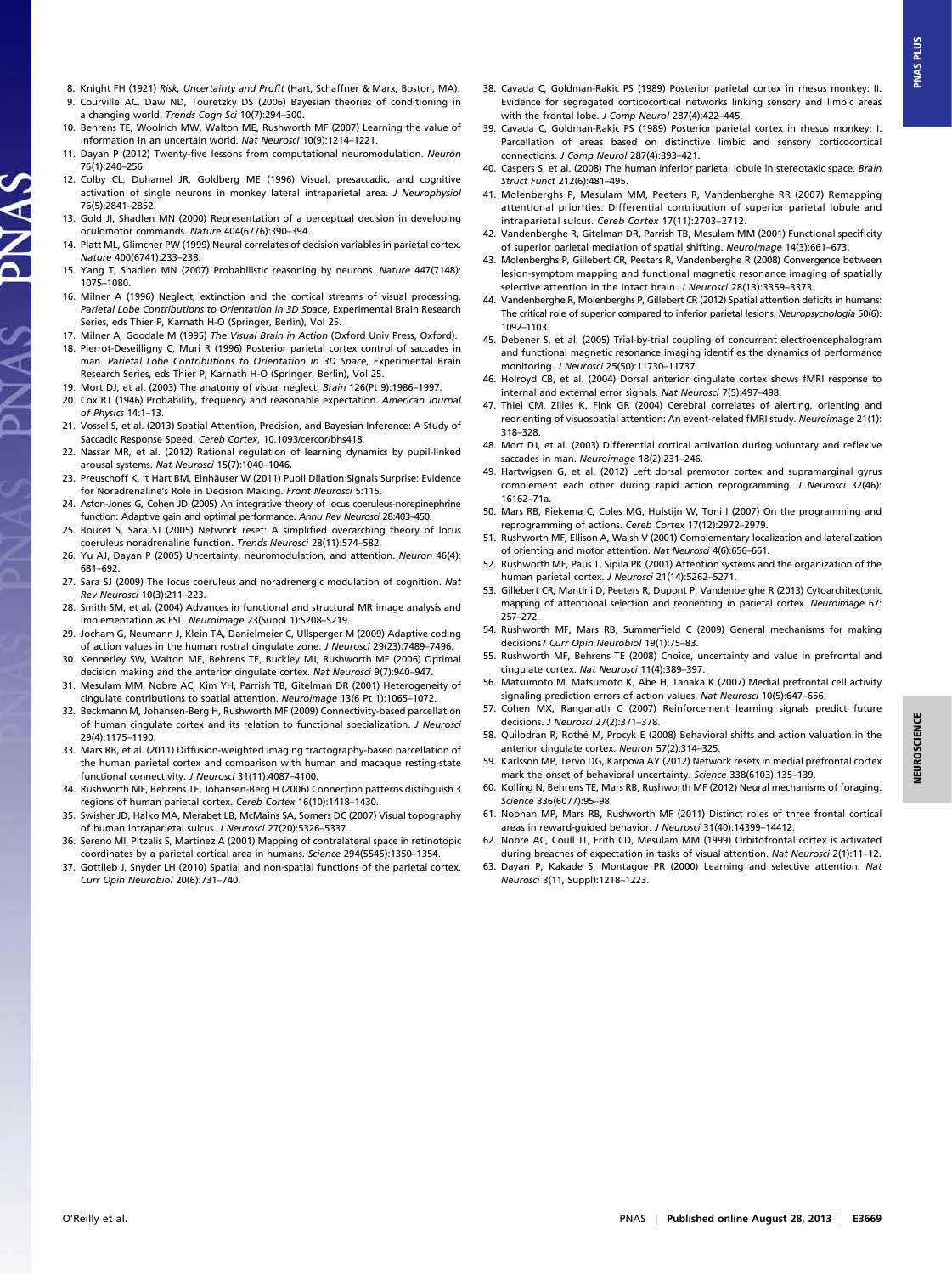8. Knight FH (1921) *Risk, Uncertainty and Profit* (Hart, Schaffner & Marx, Boston, MA).
9. Courville AC, Daw ND, Touretzky DS (2006) Bayesian theories of conditioning in a changing world. *Trends Cogn Sci* 10(7):294–300.
10. Behrens TE, Woolrich MW, Walton ME, Rushworth MF (2007) Learning the value of information in an uncertain world. *Nat Neurosci* 10(9):1214–1221.
11. Dayan P (2012) Twenty-five lessons from computational neuromodulation. *Neuron* 76(1):240–256.
12. Colby CL, Duhamel JR, Goldberg ME (1996) Visual, presaccadic, and cognitive activation of single neurons in monkey lateral intraparietal area. *J Neurophysiol* 76(5):2841–2852.
13. Gold JI, Shadlen MN (2000) Representation of a perceptual decision in developing oculomotor commands. *Nature* 404(6776):390–394.
14. Platt ML, Glimcher PW (1999) Neural correlates of decision variables in parietal cortex. *Nature* 400(6741):233–238.
15. Yang T, Shadlen MN (2007) Probabilistic reasoning by neurons. *Nature* 447(7148): 1075–1080.
16. Milner A (1996) Neglect, extinction and the cortical streams of visual processing. *Parietal Lobe Contributions to Orientation in 3D Space*, Experimental Brain Research Series, eds Thier P, Karnath H-O (Springer, Berlin), Vol 25.
17. Milner A, Goodale M (1995) *The Visual Brain in Action* (Oxford Univ Press, Oxford).
18. Pierrot-Deseilligny C, Muri R (1996) Posterior parietal cortex control of saccades in man. *Parietal Lobe Contributions to Orientation in 3D Space*, Experimental Brain Research Series, eds Thier P, Karnath H-O (Springer, Berlin), Vol 25.
19. Mort DJ, et al. (2003) The anatomy of visual neglect. *Brain* 126(Pt 9):1986–1997.
20. Cox RT (1946) Probability, frequency and reasonable expectation. *American Journal of Physics* 14:1–13.
21. Vossel S, et al. (2013) Spatial Attention, Precision, and Bayesian Inference: A Study of Saccadic Response Speed. *Cereb Cortex*, 10.1093/cercor/bhs418.
22. Nassar MR, et al. (2012) Rational regulation of learning dynamics by pupil-linked arousal systems. *Nat Neurosci* 15(7):1040–1046.
23. Preuschoff K, 't Hart BM, Einhäuser W (2011) Pupil Dilation Signals Surprise: Evidence for Noradrenaline's Role in Decision Making. *Front Neurosci* 5:115.
24. Aston-Jones G, Cohen JD (2005) An integrative theory of locus coeruleus-norepinephrine function: Adaptive gain and optimal performance. *Annu Rev Neurosci* 28:403–450.
25. Bouret S, Sara SJ (2005) Network reset: A simplified overarching theory of locus coeruleus noradrenaline function. *Trends Neurosci* 28(11):574–582.
26. Yu AJ, Dayan P (2005) Uncertainty, neuromodulation, and attention. *Neuron* 46(4): 681–692.
27. Sara SJ (2009) The locus coeruleus and noradrenergic modulation of cognition. *Nat Rev Neurosci* 10(3):211–223.
28. Smith SM, et al. (2004) Advances in functional and structural MR image analysis and implementation as FSL. *Neuroimage* 23(Suppl 1):S208–S219.
29. Jocham G, Neumann J, Klein TA, Danielmeier C, Ullsperger M (2009) Adaptive coding of action values in the human rostral cingulate zone. *J Neurosci* 29(23):7489–7496.
30. Kennerley SW, Walton ME, Behrens TE, Buckley MJ, Rushworth MF (2006) Optimal decision making and the anterior cingulate cortex. *Nat Neurosci* 9(7):940–947.
31. Mesulam MM, Nobre AC, Kim YH, Parrish TB, Gitelman DR (2001) Heterogeneity of cingulate contributions to spatial attention. *Neuroimage* 13(6 Pt 1):1065–1072.
32. Beckmann M, Johansen-Berg H, Rushworth MF (2009) Connectivity-based parcellation of human cingulate cortex and its relation to functional specialization. *J Neurosci* 29(4):1175–1190.
33. Mars RB, et al. (2011) Diffusion-weighted imaging tractography-based parcellation of the human parietal cortex and comparison with human and macaque resting-state functional connectivity. *J Neurosci* 31(11):4087–4100.
34. Rushworth MF, Behrens TE, Johansen-Berg H (2006) Connection patterns distinguish 3 regions of human parietal cortex. *Cereb Cortex* 16(10):1418–1430.
35. Swisher JD, Halko MA, Merabet LB, McMains SA, Somers DC (2007) Visual topography of human intraparietal sulcus. *J Neurosci* 27(20):5326–5337.
36. Sereno MI, Pitzalis S, Martinez A (2001) Mapping of contralateral space in retinotopic coordinates by a parietal cortical area in humans. *Science* 294(5545):1350–1354.
37. Gottlieb J, Snyder LH (2010) Spatial and non-spatial functions of the parietal cortex. *Curr Opin Neurobiol* 20(6):731–740.
38. Cavada C, Goldman-Rakic PS (1989) Posterior parietal cortex in rhesus monkey: II. Evidence for segregated corticocortical networks linking sensory and limbic areas with the frontal lobe. *J Comp Neurol* 287(4):422–445.
39. Cavada C, Goldman-Rakic PS (1989) Posterior parietal cortex in rhesus monkey: I. Parcellation of areas based on distinctive limbic and sensory corticocortical connections. *J Comp Neurol* 287(4):393–421.
40. Caspers S, et al. (2008) The human inferior parietal lobule in stereotaxic space. *Brain Struct Funct* 212(6):481–495.
41. Molenberghs P, Mesulam MM, Peeters R, Vandenberghe RR (2007) Remapping attentional priorities: Differential contribution of superior parietal lobule and intraparietal sulcus. *Cereb Cortex* 17(11):2703–2712.
42. Vandenberghe R, Gitelman DR, Parrish TB, Mesulam MM (2001) Functional specificity of superior parietal mediation of spatial shifting. *Neuroimage* 14(3):661–673.
43. Molenberghs P, Gillebert CR, Peeters R, Vandenberghe R (2008) Convergence between lesion-symptom mapping and functional magnetic resonance imaging of spatially selective attention in the intact brain. *J Neurosci* 28(13):3359–3373.
44. Vandenberghe R, Molenberghs P, Gillebert CR (2012) Spatial attention deficits in humans: The critical role of superior compared to inferior parietal lesions. *Neuropsychologia* 50(6): 1092–1103.
45. Debener S, et al. (2005) Trial-by-trial coupling of concurrent electroencephalogram and functional magnetic resonance imaging identifies the dynamics of performance monitoring. *J Neurosci* 25(50):11730–11737.
46. Holroyd CB, et al. (2004) Dorsal anterior cingulate cortex shows fMRI response to internal and external error signals. *Nat Neurosci* 7(5):497–498.
47. Thiel CM, Zilles K, Fink GR (2004) Cerebral correlates of alerting, orienting and reorienting of visuospatial attention: An event-related fMRI study. *Neuroimage* 21(1): 318–328.
48. Mort DJ, et al. (2003) Differential cortical activation during voluntary and reflexive saccades in man. *Neuroimage* 18(2):231–246.
49. Hartwigsen G, et al. (2012) Left dorsal premotor cortex and supramarginal gyrus complement each other during rapid action reprogramming. *J Neurosci* 32(46): 16162–71a.
50. Mars RB, Piekema C, Coles MG, Hulstijn W, Toni I (2007) On the programming and reprogramming of actions. *Cereb Cortex* 17(12):2972–2979.
51. Rushworth MF, Ellison A, Walsh V (2001) Complementary localization and lateralization of orienting and motor attention. *Nat Neurosci* 4(6):656–661.
52. Rushworth MF, Paus T, Sipila PK (2001) Attention systems and the organization of the human parietal cortex. *J Neurosci* 21(14):5262–5271.
53. Gillebert CR, Mantini D, Peeters R, Dupont P, Vandenberghe R (2013) Cytoarchitectonic mapping of attentional selection and reorienting in parietal cortex. *Neuroimage* 67: 257–272.
54. Rushworth MF, Mars RB, Summerfield C (2009) General mechanisms for making decisions? *Curr Opin Neurobiol* 19(1):75–83.
55. Rushworth MF, Behrens TE (2008) Choice, uncertainty and value in prefrontal and cingulate cortex. *Nat Neurosci* 11(4):389–397.
56. Matsumoto M, Matsumoto K, Abe H, Tanaka K (2007) Medial prefrontal cell activity signaling prediction errors of action values. *Nat Neurosci* 10(5):647–656.
57. Cohen MX, Ranganath C (2007) Reinforcement learning signals predict future decisions. *J Neurosci* 27(2):371–378.
58. Quilodran R, Rothé M, Procyk E (2008) Behavioral shifts and action valuation in the anterior cingulate cortex. *Neuron* 57(2):314–325.
59. Karlsson MP, Tervo DG, Karpova AY (2012) Network resets in medial prefrontal cortex mark the onset of behavioral uncertainty. *Science* 338(6103):135–139.
60. Kolling N, Behrens TE, Mars RB, Rushworth MF (2012) Neural mechanisms of foraging. *Science* 336(6077):95–98.
61. Noonan MP, Mars RB, Rushworth MF (2011) Distinct roles of three frontal cortical areas in reward-guided behavior. *J Neurosci* 31(40):14399–14412.
62. Nobre AC, Coull JT, Frith CD, Mesulam MM (1999) Orbitofrontal cortex is activated during breaches of expectation in tasks of visual attention. *Nat Neurosci* 2(1):11–12.
63. Dayan P, Kakade S, Montague PR (2000) Learning and selective attention. *Nat Neurosci* 3(11, Suppl):1218–1223.